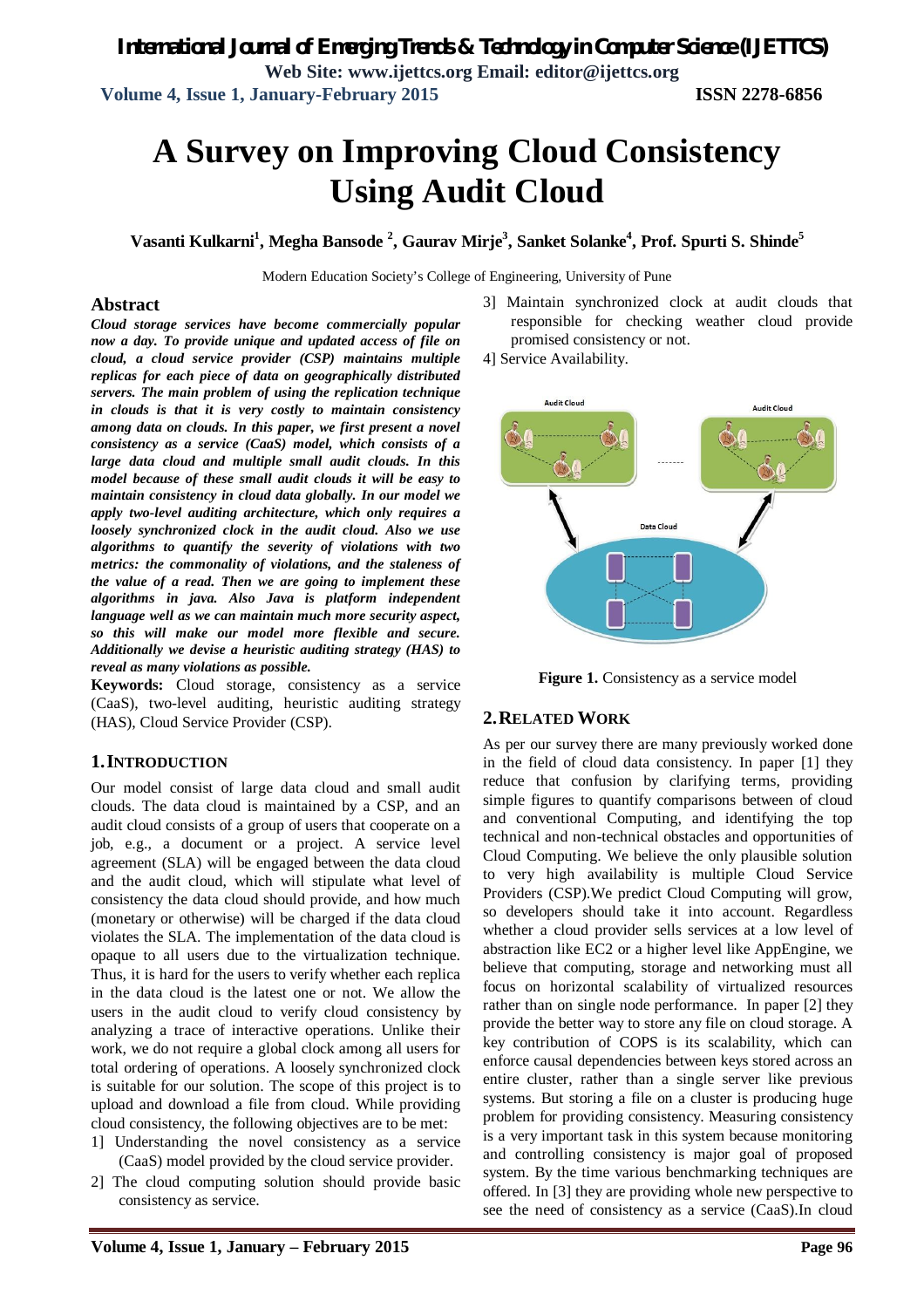# A Survey on Improving Cloud Consistency Using Audit Cloud

**Vasanti Kulkarni[1], Megha Bansode [2], Gaurav Mirje[3], Sanket Solanke[4], Prof. Spurti S. Shinde[5]**

Modern Education Society's College of Engineering, University of Pune

## Abstract

***Cloud storage services have become commercially popular now a day. To provide unique and updated access of file on cloud, a cloud service provider (CSP) maintains multiple replicas for each piece of data on geographically distributed servers. The main problem of using the replication technique in clouds is that it is very costly to maintain consistency among data on clouds. In this paper, we first present a novel consistency as a service (CaaS) model, which consists of a large data cloud and multiple small audit clouds. In this model because of these small audit clouds it will be easy to maintain consistency in cloud data globally. In our model we apply two-level auditing architecture, which only requires a loosely synchronized clock in the audit cloud. Also we use algorithms to quantify the severity of violations with two metrics: the commonality of violations, and the staleness of the value of a read. Then we are going to implement these algorithms in java. Also Java is platform independent language well as we can maintain much more security aspect, so this will make our model more flexible and secure. Additionally we devise a heuristic auditing strategy (HAS) to reveal as many violations as possible.***

**Keywords:** Cloud storage, consistency as a service (CaaS), two-level auditing, heuristic auditing strategy (HAS), Cloud Service Provider (CSP).

## 1. INTRODUCTION

Our model consist of large data cloud and small audit clouds. The data cloud is maintained by a CSP, and an audit cloud consists of a group of users that cooperate on a job, e.g., a document or a project. A service level agreement (SLA) will be engaged between the data cloud and the audit cloud, which will stipulate what level of consistency the data cloud should provide, and how much (monetary or otherwise) will be charged if the data cloud violates the SLA. The implementation of the data cloud is opaque to all users due to the virtualization technique. Thus, it is hard for the users to verify whether each replica in the data cloud is the latest one or not. We allow the users in the audit cloud to verify cloud consistency by analyzing a trace of interactive operations. Unlike their work, we do not require a global clock among all users for total ordering of operations. A loosely synchronized clock is suitable for our solution. The scope of this project is to upload and download a file from cloud. While providing cloud consistency, the following objectives are to be met:

1] Understanding the novel consistency as a service (CaaS) model provided by the cloud service provider.

2] The cloud computing solution should provide basic consistency as service.

3] Maintain synchronized clock at audit clouds that responsible for checking weather cloud provide promised consistency or not.

4] Service Availability.

**Figure 1.** Consistency as a service model

## 2. RELATED WORK

As per our survey there are many previously worked done in the field of cloud data consistency. In paper [1] they reduce that confusion by clarifying terms, providing simple figures to quantify comparisons between of cloud and conventional Computing, and identifying the top technical and non-technical obstacles and opportunities of Cloud Computing. We believe the only plausible solution to very high availability is multiple Cloud Service Providers (CSP).We predict Cloud Computing will grow, so developers should take it into account. Regardless whether a cloud provider sells services at a low level of abstraction like EC2 or a higher level like AppEngine, we believe that computing, storage and networking must all focus on horizontal scalability of virtualized resources rather than on single node performance. In paper [2] they provide the better way to store any file on cloud storage. A key contribution of COPS is its scalability, which can enforce causal dependencies between keys stored across an entire cluster, rather than a single server like previous systems. But storing a file on a cluster is producing huge problem for providing consistency. Measuring consistency is a very important task in this system because monitoring and controlling consistency is major goal of proposed system. By the time various benchmarking techniques are offered. In [3] they are providing whole new perspective to see the need of consistency as a service (CaaS).In cloud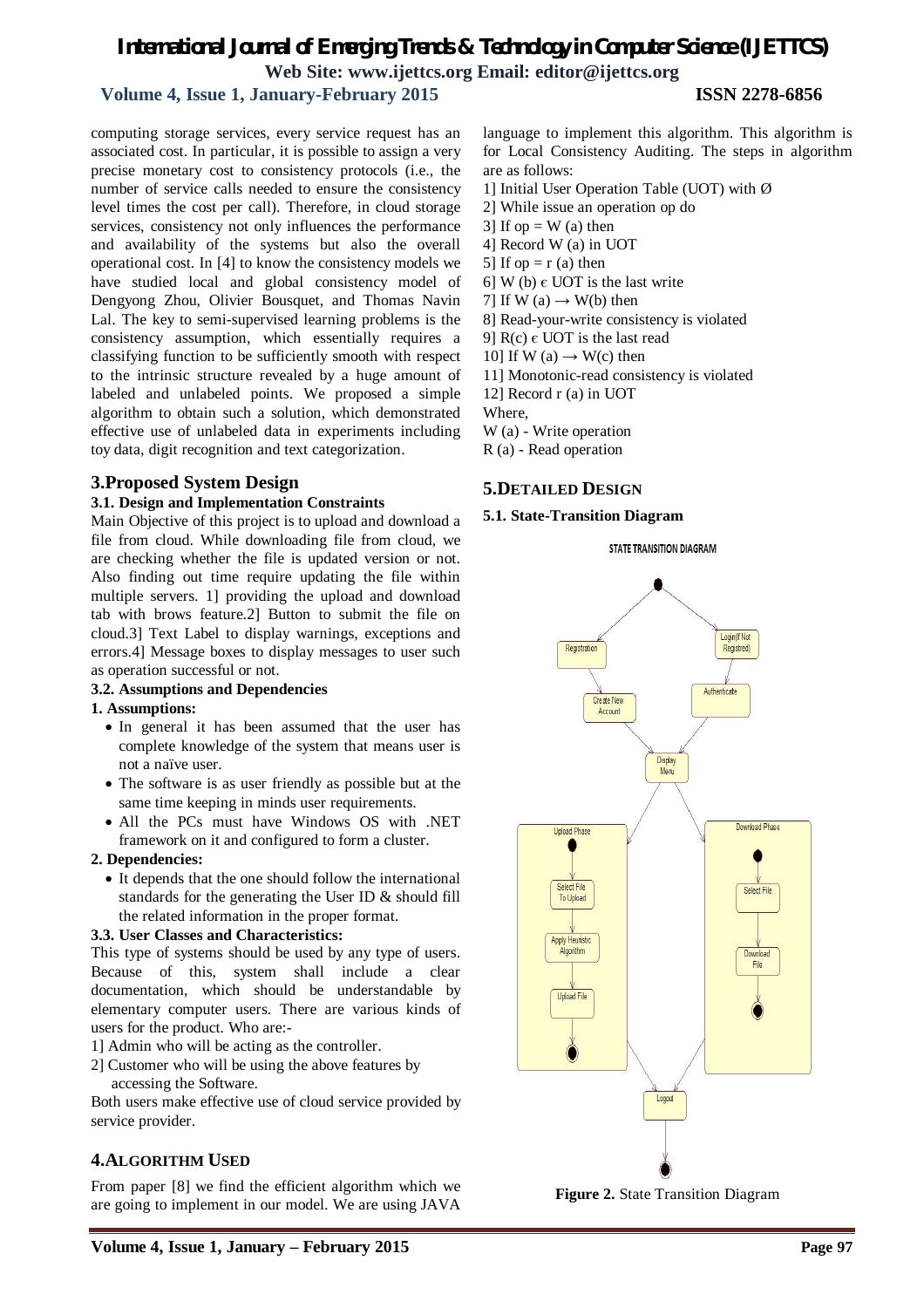computing storage services, every service request has an associated cost. In particular, it is possible to assign a very precise monetary cost to consistency protocols (i.e., the number of service calls needed to ensure the consistency level times the cost per call). Therefore, in cloud storage services, consistency not only influences the performance and availability of the systems but also the overall operational cost. In [4] to know the consistency models we have studied local and global consistency model of Dengyong Zhou, Olivier Bousquet, and Thomas Navin Lal. The key to semi-supervised learning problems is the consistency assumption, which essentially requires a classifying function to be sufficiently smooth with respect to the intrinsic structure revealed by a huge amount of labeled and unlabeled points. We proposed a simple algorithm to obtain such a solution, which demonstrated effective use of unlabeled data in experiments including toy data, digit recognition and text categorization.

## 3.Proposed System Design

### 3.1. Design and Implementation Constraints

Main Objective of this project is to upload and download a file from cloud. While downloading file from cloud, we are checking whether the file is updated version or not. Also finding out time require updating the file within multiple servers. 1] providing the upload and download tab with brows feature.2] Button to submit the file on cloud.3] Text Label to display warnings, exceptions and errors.4] Message boxes to display messages to user such as operation successful or not.

### 3.2. Assumptions and Dependencies

**1. Assumptions:**

- In general it has been assumed that the user has complete knowledge of the system that means user is not a naïve user.
- The software is as user friendly as possible but at the same time keeping in minds user requirements.
- All the PCs must have Windows OS with .NET framework on it and configured to form a cluster.

**2. Dependencies:**

- It depends that the one should follow the international standards for the generating the User ID & should fill the related information in the proper format.

### 3.3. User Classes and Characteristics:

This type of systems should be used by any type of users. Because of this, system shall include a clear documentation, which should be understandable by elementary computer users. There are various kinds of users for the product. Who are:-

1] Admin who will be acting as the controller.

2] Customer who will be using the above features by accessing the Software.

Both users make effective use of cloud service provided by service provider.

## 4.Algorithm Used

From paper [8] we find the efficient algorithm which we are going to implement in our model. We are using JAVA language to implement this algorithm. This algorithm is for Local Consistency Auditing. The steps in algorithm are as follows:

1] Initial User Operation Table (UOT) with Ø

2] While issue an operation op do

3] If op = W (a) then

4] Record W (a) in UOT

5] If op = r (a) then

6] W (b) ϵ UOT is the last write

7] If W (a) → W(b) then

8] Read-your-write consistency is violated

9] R(c) ϵ UOT is the last read

10] If W (a) → W(c) then

11] Monotonic-read consistency is violated

12] Record r (a) in UOT

Where,

W (a) - Write operation

R (a) - Read operation

## 5.Detailed Design

### 5.1. State-Transition Diagram

**Figure 2.** State Transition Diagram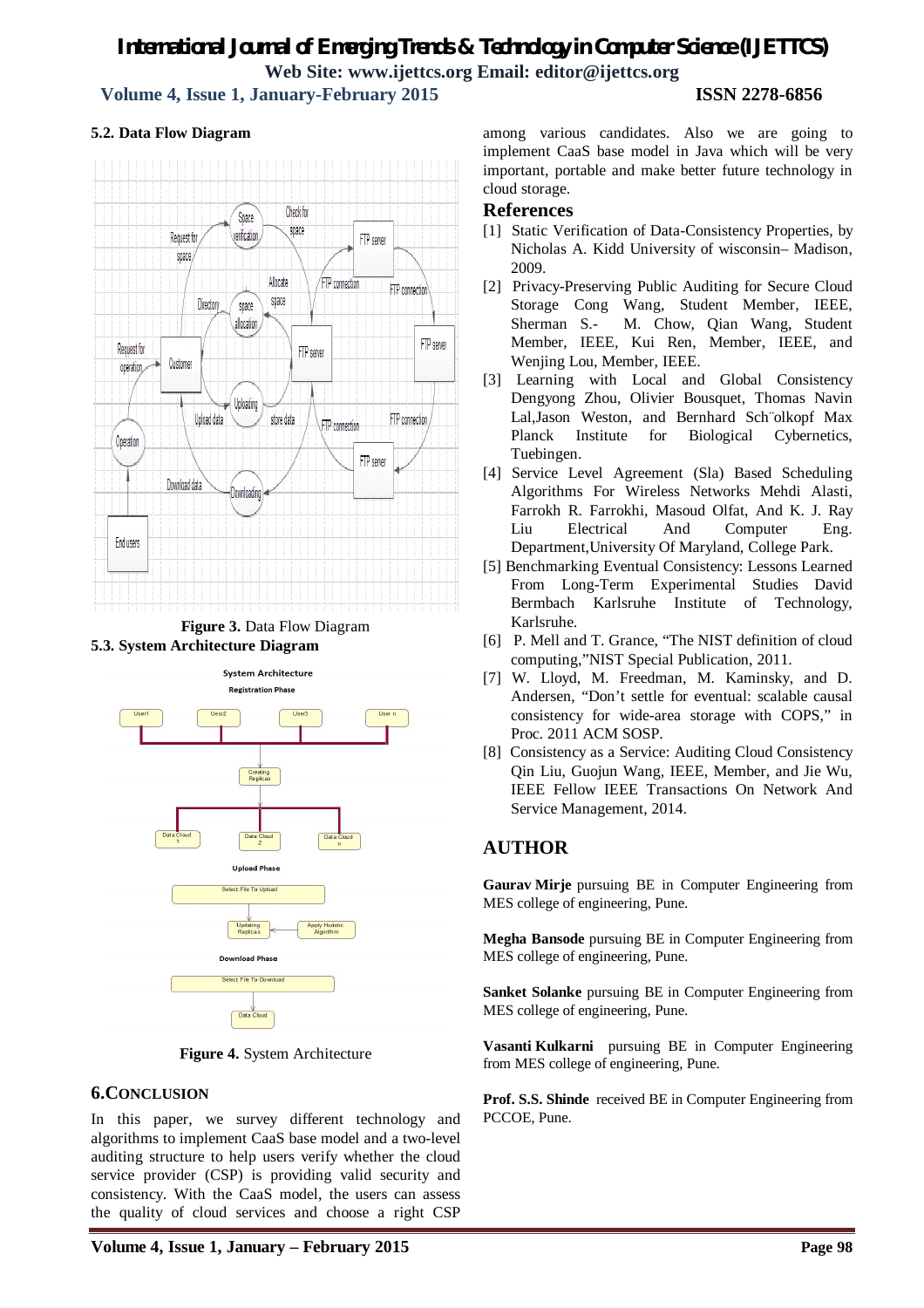### 5.2. Data Flow Diagram

**Figure 3.** Data Flow Diagram

### 5.3. System Architecture Diagram

**Figure 4.** System Architecture

## 6. CONCLUSION

In this paper, we survey different technology and algorithms to implement CaaS base model and a two-level auditing structure to help users verify whether the cloud service provider (CSP) is providing valid security and consistency. With the CaaS model, the users can assess the quality of cloud services and choose a right CSP among various candidates. Also we are going to implement CaaS base model in Java which will be very important, portable and make better future technology in cloud storage.

## References

[1] Static Verification of Data-Consistency Properties, by Nicholas A. Kidd University of wisconsin– Madison, 2009.

[2] Privacy-Preserving Public Auditing for Secure Cloud Storage Cong Wang, Student Member, IEEE, Sherman S.- M. Chow, Qian Wang, Student Member, IEEE, Kui Ren, Member, IEEE, and Wenjing Lou, Member, IEEE.

[3] Learning with Local and Global Consistency Dengyong Zhou, Olivier Bousquet, Thomas Navin Lal,Jason Weston, and Bernhard Sch¨olkopf Max Planck Institute for Biological Cybernetics, Tuebingen.

[4] Service Level Agreement (Sla) Based Scheduling Algorithms For Wireless Networks Mehdi Alasti, Farrokh R. Farrokhi, Masoud Olfat, And K. J. Ray Liu Electrical And Computer Eng. Department,University Of Maryland, College Park.

[5] Benchmarking Eventual Consistency: Lessons Learned From Long-Term Experimental Studies David Bermbach Karlsruhe Institute of Technology, Karlsruhe.

[6] P. Mell and T. Grance, "The NIST definition of cloud computing,"NIST Special Publication, 2011.

[7] W. Lloyd, M. Freedman, M. Kaminsky, and D. Andersen, "Don't settle for eventual: scalable causal consistency for wide-area storage with COPS," in Proc. 2011 ACM SOSP.

[8] Consistency as a Service: Auditing Cloud Consistency Qin Liu, Guojun Wang, IEEE, Member, and Jie Wu, IEEE Fellow IEEE Transactions On Network And Service Management, 2014.

## AUTHOR

**Gaurav Mirje** pursuing BE in Computer Engineering from MES college of engineering, Pune.

**Megha Bansode** pursuing BE in Computer Engineering from MES college of engineering, Pune.

**Sanket Solanke** pursuing BE in Computer Engineering from MES college of engineering, Pune.

**Vasanti Kulkarni** pursuing BE in Computer Engineering from MES college of engineering, Pune.

**Prof. S.S. Shinde** received BE in Computer Engineering from PCCOE, Pune.